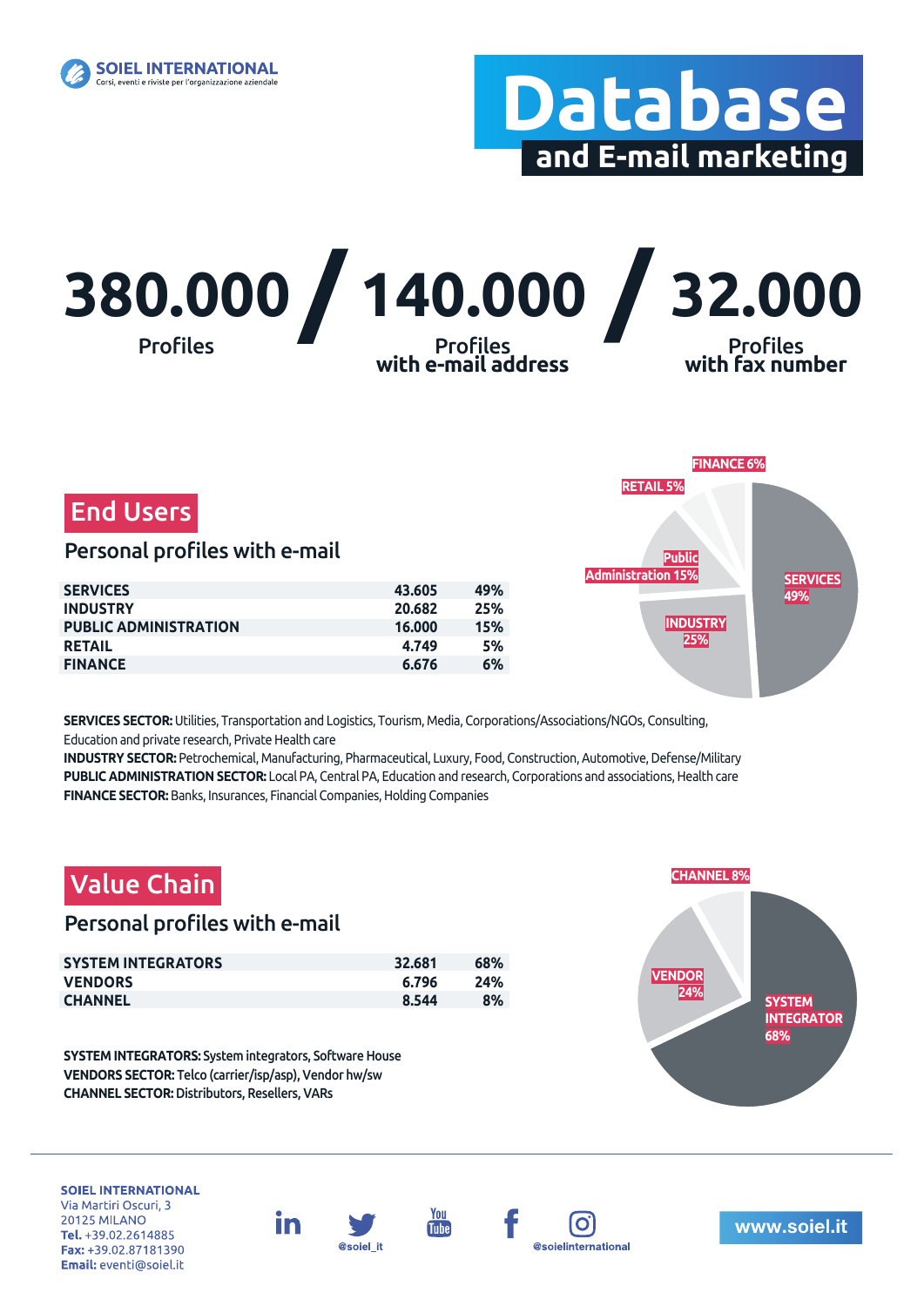SOIEL INTERNATIONAL
Corsi, eventi e riviste per l'organizzazione aziendale

# Database
## and E-mail marketing

**380.000** Profiles / **140.000** Profiles with e-mail address / **32.000** Profiles with fax number

## End Users

### Personal profiles with e-mail

| | | |
|---|---|---|
| SERVICES | 43.605 | 49% |
| INDUSTRY | 20.682 | 25% |
| PUBLIC ADMINISTRATION | 16.000 | 15% |
| RETAIL | 4.749 | 5% |
| FINANCE | 6.676 | 6% |

FINANCE 6%
RETAIL 5%
Public Administration 15%
SERVICES 49%
INDUSTRY 25%

**SERVICES SECTOR:** Utilities, Transportation and Logistics, Tourism, Media, Corporations/Associations/NGOs, Consulting, Education and private research, Private Health care
**INDUSTRY SECTOR:** Petrochemical, Manufacturing, Pharmaceutical, Luxury, Food, Construction, Automotive, Defense/Military
**PUBLIC ADMINISTRATION SECTOR:** Local PA, Central PA, Education and research, Corporations and associations, Health care
**FINANCE SECTOR:** Banks, Insurances, Financial Companies, Holding Companies

## Value Chain

### Personal profiles with e-mail

| | | |
|---|---|---|
| SYSTEM INTEGRATORS | 32.681 | 68% |
| VENDORS | 6.796 | 24% |
| CHANNEL | 8.544 | 8% |

CHANNEL 8%
VENDOR 24%
SYSTEM INTEGRATOR 68%

**SYSTEM INTEGRATORS:** System integrators, Software House
**VENDORS SECTOR:** Telco (carrier/isp/asp), Vendor hw/sw
**CHANNEL SECTOR:** Distributors, Resellers, VARs

**SOIEL INTERNATIONAL**
Via Martiri Oscuri, 3
20125 MILANO
**Tel.** +39.02.2614885
**Fax:** +39.02.87181390
**Email:** eventi@soiel.it

@soiel_it
@soielinternational

www.soiel.it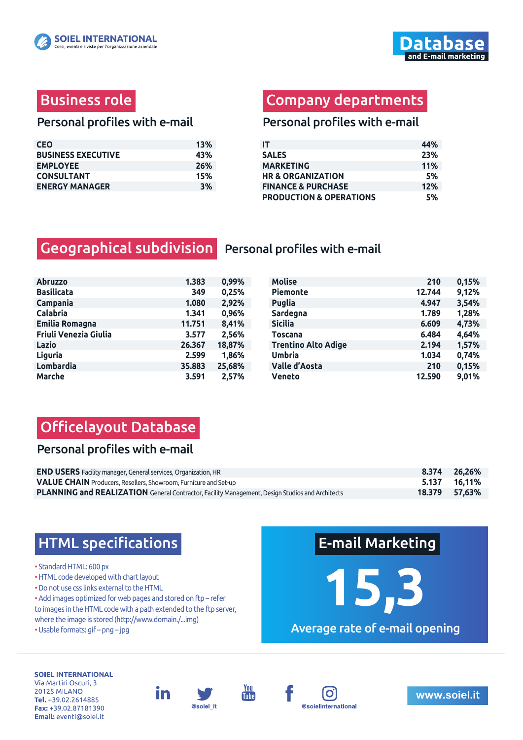SOIEL INTERNATIONAL
Corsi, eventi e riviste per l'organizzazione aziendale

**Database**
and E-mail marketing

## Business role

### Personal profiles with e-mail

| | |
|---|---|
| CEO | 13% |
| BUSINESS EXECUTIVE | 43% |
| EMPLOYEE | 26% |
| CONSULTANT | 15% |
| ENERGY MANAGER | 3% |

## Company departments

### Personal profiles with e-mail

| | |
|---|---|
| IT | 44% |
| SALES | 23% |
| MARKETING | 11% |
| HR & ORGANIZATION | 5% |
| FINANCE & PURCHASE | 12% |
| PRODUCTION & OPERATIONS | 5% |

## Geographical subdivision

### Personal profiles with e-mail

| | | |
|---|---|---|
| Abruzzo | 1.383 | 0,99% |
| Basilicata | 349 | 0,25% |
| Campania | 1.080 | 2,92% |
| Calabria | 1.341 | 0,96% |
| Emilia Romagna | 11.751 | 8,41% |
| Friuli Venezia Giulia | 3.577 | 2,56% |
| Lazio | 26.367 | 18,87% |
| Liguria | 2.599 | 1,86% |
| Lombardia | 35.883 | 25,68% |
| Marche | 3.591 | 2,57% |
| Molise | 210 | 0,15% |
| Piemonte | 12.744 | 9,12% |
| Puglia | 4.947 | 3,54% |
| Sardegna | 1.789 | 1,28% |
| Sicilia | 6.609 | 4,73% |
| Toscana | 6.484 | 4,64% |
| Trentino Alto Adige | 2.194 | 1,57% |
| Umbria | 1.034 | 0,74% |
| Valle d'Aosta | 210 | 0,15% |
| Veneto | 12.590 | 9,01% |

## Officelayout Database

### Personal profiles with e-mail

| | | |
|---|---|---|
| **END USERS** Facility manager, General services, Organization, HR | 8.374 | 26,26% |
| **VALUE CHAIN** Producers, Resellers, Showroom, Furniture and Set-up | 5.137 | 16,11% |
| **PLANNING and REALIZATION** General Contractor, Facility Management, Design Studios and Architects | 18.379 | 57,63% |

## HTML specifications

- Standard HTML: 600 px
- HTML code developed with chart layout
- Do not use css links external to the HTML
- Add images optimized for web pages and stored on ftp – refer to images in the HTML code with a path extended to the ftp server, where the image is stored (http://www.domain./...img)
- Usable formats: gif – png – jpg

## E-mail Marketing

**15,3**

Average rate of e-mail opening

**SOIEL INTERNATIONAL**
Via Martiri Oscuri, 3
20125 MILANO
**Tel.** +39.02.2614885
**Fax:** +39.02.87181390
**Email:** eventi@soiel.it

@soiel_it
@soielinternational

www.soiel.it